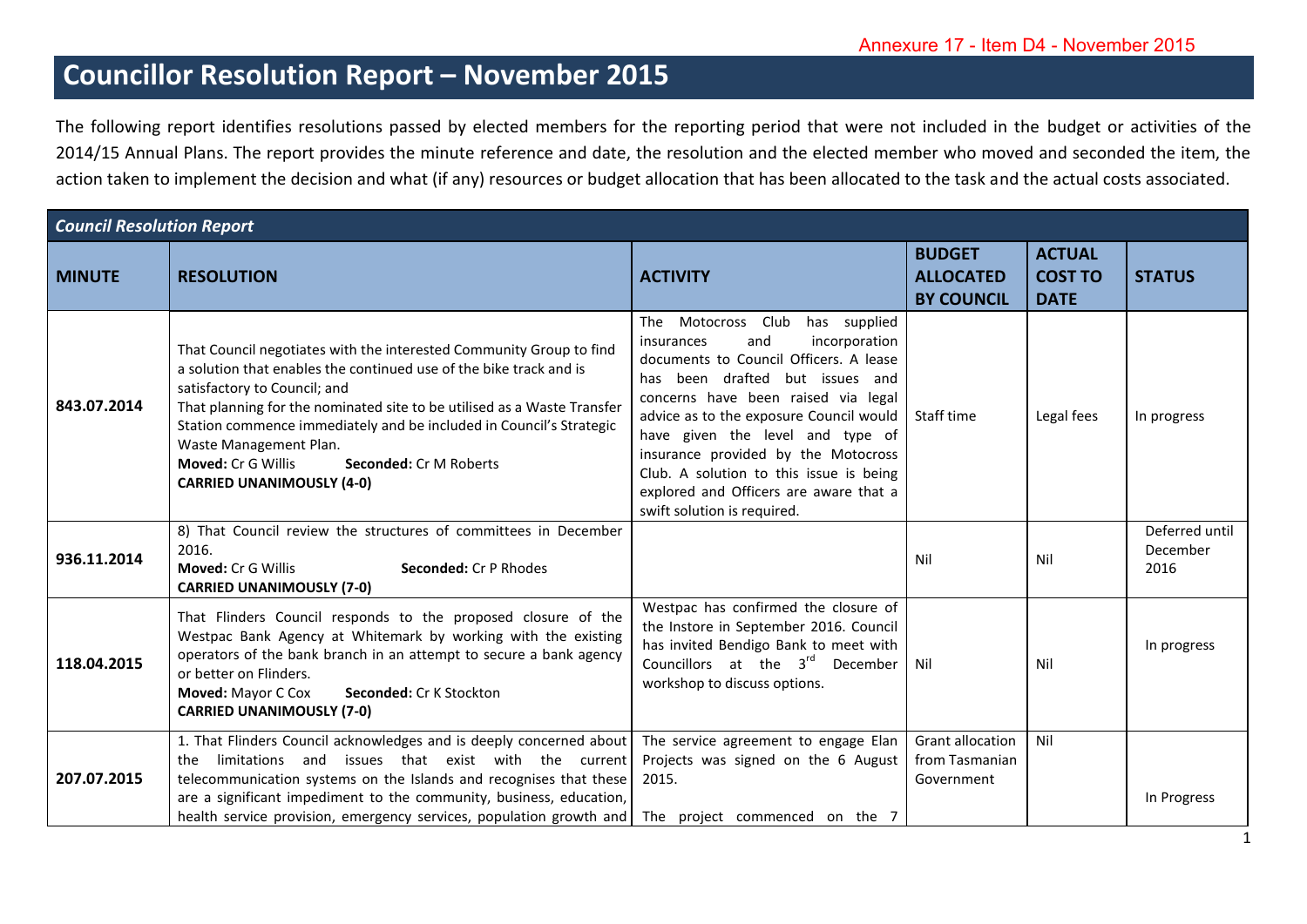Annexure 17 - Item D4 - November 2015

# Councillor Resolution Report – November 2015

The following report identifies resolutions passed by elected members for the reporting period that were not included in the budget or activities of the 2014/15 Annual Plans. The report provides the minute reference and date, the resolution and the elected member who moved and seconded the item, the action taken to implement the decision and what (if any) resources or budget allocation that has been allocated to the task and the actual costs associated.

| *Council Resolution Report* | | | | | |
|---|---|---|---|---|---|
| **MINUTE** | **RESOLUTION** | **ACTIVITY** | **BUDGET ALLOCATED BY COUNCIL** | **ACTUAL COST TO DATE** | **STATUS** |
| **843.07.2014** | That Council negotiates with the interested Community Group to find a solution that enables the continued use of the bike track and is satisfactory to Council; and<br>That planning for the nominated site to be utilised as a Waste Transfer Station commence immediately and be included in Council's Strategic Waste Management Plan.<br>**Moved:** Cr G Willis **Seconded:** Cr M Roberts<br>**CARRIED UNANIMOUSLY (4-0)** | The Motocross Club has supplied insurances and incorporation documents to Council Officers. A lease has been drafted but issues and concerns have been raised via legal advice as to the exposure Council would have given the level and type of insurance provided by the Motocross Club. A solution to this issue is being explored and Officers are aware that a swift solution is required. | Staff time | Legal fees | In progress |
| **936.11.2014** | 8) That Council review the structures of committees in December 2016.<br>**Moved:** Cr G Willis **Seconded:** Cr P Rhodes<br>**CARRIED UNANIMOUSLY (7-0)** | | Nil | Nil | Deferred until December 2016 |
| **118.04.2015** | That Flinders Council responds to the proposed closure of the Westpac Bank Agency at Whitemark by working with the existing operators of the bank branch in an attempt to secure a bank agency or better on Flinders.<br>**Moved:** Mayor C Cox **Seconded:** Cr K Stockton<br>**CARRIED UNANIMOUSLY (7-0)** | Westpac has confirmed the closure of the Instore in September 2016. Council has invited Bendigo Bank to meet with Councillors at the 3rd December workshop to discuss options. | Nil | Nil | In progress |
| **207.07.2015** | 1. That Flinders Council acknowledges and is deeply concerned about the limitations and issues that exist with the current telecommunication systems on the Islands and recognises that these are a significant impediment to the community, business, education, health service provision, emergency services, population growth and | The service agreement to engage Elan Projects was signed on the 6 August 2015.<br><br>The project commenced on the 7 | Grant allocation from Tasmanian Government | Nil | In Progress |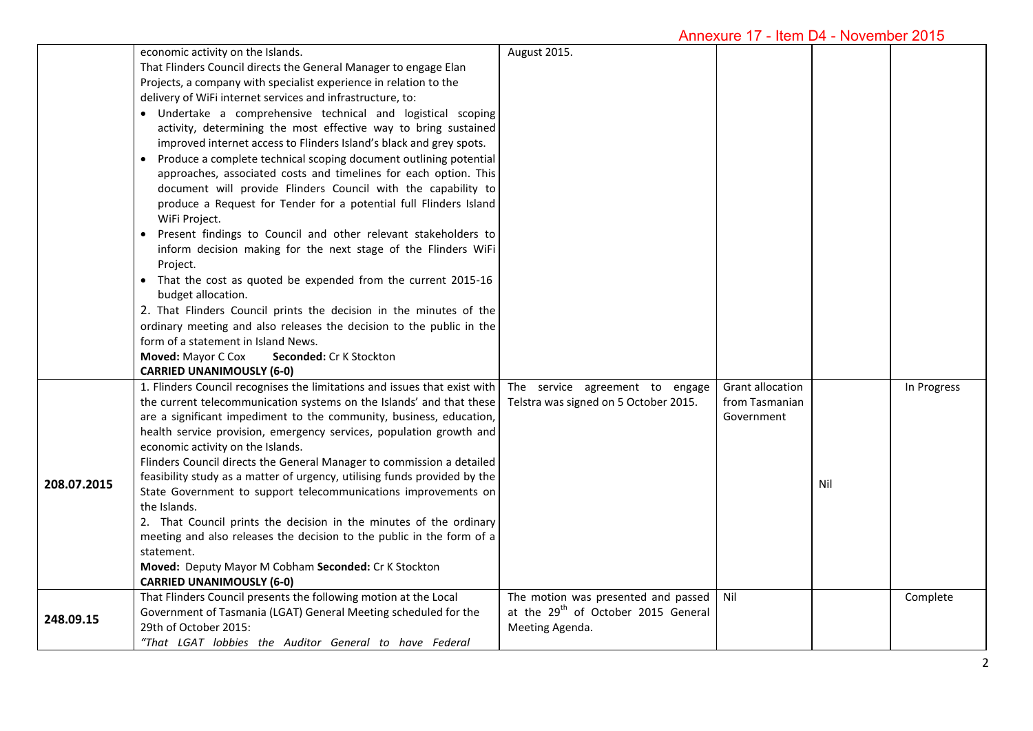| | | | | | |
|---|---|---|---|---|---|
| | economic activity on the Islands.<br>That Flinders Council directs the General Manager to engage Elan Projects, a company with specialist experience in relation to the delivery of WiFi internet services and infrastructure, to:<br>• Undertake a comprehensive technical and logistical scoping activity, determining the most effective way to bring sustained improved internet access to Flinders Island's black and grey spots.<br>• Produce a complete technical scoping document outlining potential approaches, associated costs and timelines for each option. This document will provide Flinders Council with the capability to produce a Request for Tender for a potential full Flinders Island WiFi Project.<br>• Present findings to Council and other relevant stakeholders to inform decision making for the next stage of the Flinders WiFi Project.<br>• That the cost as quoted be expended from the current 2015-16 budget allocation.<br>2. That Flinders Council prints the decision in the minutes of the ordinary meeting and also releases the decision to the public in the form of a statement in Island News.<br>**Moved:** Mayor C Cox **Seconded:** Cr K Stockton<br>**CARRIED UNANIMOUSLY (6-0)** | August 2015. | | | |
| **208.07.2015** | 1. Flinders Council recognises the limitations and issues that exist with the current telecommunication systems on the Islands' and that these are a significant impediment to the community, business, education, health service provision, emergency services, population growth and economic activity on the Islands.<br>Flinders Council directs the General Manager to commission a detailed feasibility study as a matter of urgency, utilising funds provided by the State Government to support telecommunications improvements on the Islands.<br>2. That Council prints the decision in the minutes of the ordinary meeting and also releases the decision to the public in the form of a statement.<br>**Moved:** Deputy Mayor M Cobham **Seconded:** Cr K Stockton<br>**CARRIED UNANIMOUSLY (6-0)** | The service agreement to engage Telstra was signed on 5 October 2015. | Grant allocation from Tasmanian Government | Nil | In Progress |
| **248.09.15** | That Flinders Council presents the following motion at the Local Government of Tasmania (LGAT) General Meeting scheduled for the 29th of October 2015:<br>*"That LGAT lobbies the Auditor General to have Federal* | The motion was presented and passed at the 29th of October 2015 General Meeting Agenda. | Nil | | Complete |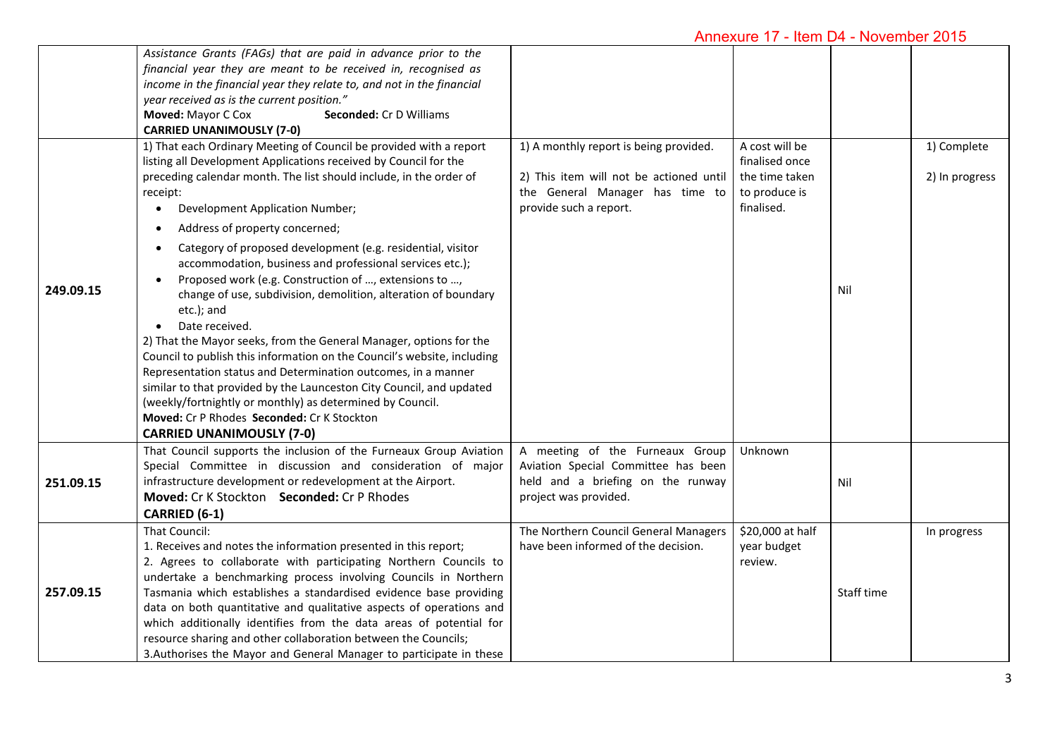| | | | | | |
|---|---|---|---|---|---|
| | *Assistance Grants (FAGs) that are paid in advance prior to the financial year they are meant to be received in, recognised as income in the financial year they relate to, and not in the financial year received as is the current position."*<br>**Moved:** Mayor C Cox **Seconded:** Cr D Williams<br>**CARRIED UNANIMOUSLY (7-0)** | | | | |
| **249.09.15** | 1) That each Ordinary Meeting of Council be provided with a report listing all Development Applications received by Council for the preceding calendar month. The list should include, in the order of receipt:<br>• Development Application Number;<br>• Address of property concerned;<br>• Category of proposed development (e.g. residential, visitor accommodation, business and professional services etc.);<br>• Proposed work (e.g. Construction of …, extensions to …, change of use, subdivision, demolition, alteration of boundary etc.); and<br>• Date received.<br>2) That the Mayor seeks, from the General Manager, options for the Council to publish this information on the Council's website, including Representation status and Determination outcomes, in a manner similar to that provided by the Launceston City Council, and updated (weekly/fortnightly or monthly) as determined by Council.<br>**Moved:** Cr P Rhodes **Seconded:** Cr K Stockton<br>**CARRIED UNANIMOUSLY (7-0)** | 1) A monthly report is being provided.<br>2) This item will not be actioned until the General Manager has time to provide such a report. | A cost will be finalised once the time taken to produce is finalised. | Nil | 1) Complete<br>2) In progress |
| **251.09.15** | That Council supports the inclusion of the Furneaux Group Aviation Special Committee in discussion and consideration of major infrastructure development or redevelopment at the Airport.<br>**Moved:** Cr K Stockton **Seconded:** Cr P Rhodes<br>**CARRIED (6-1)** | A meeting of the Furneaux Group Aviation Special Committee has been held and a briefing on the runway project was provided. | Unknown | Nil | |
| **257.09.15** | That Council:<br>1. Receives and notes the information presented in this report;<br>2. Agrees to collaborate with participating Northern Councils to undertake a benchmarking process involving Councils in Northern Tasmania which establishes a standardised evidence base providing data on both quantitative and qualitative aspects of operations and which additionally identifies from the data areas of potential for resource sharing and other collaboration between the Councils;<br>3.Authorises the Mayor and General Manager to participate in these | The Northern Council General Managers have been informed of the decision. | $20,000 at half year budget review. | Staff time | In progress |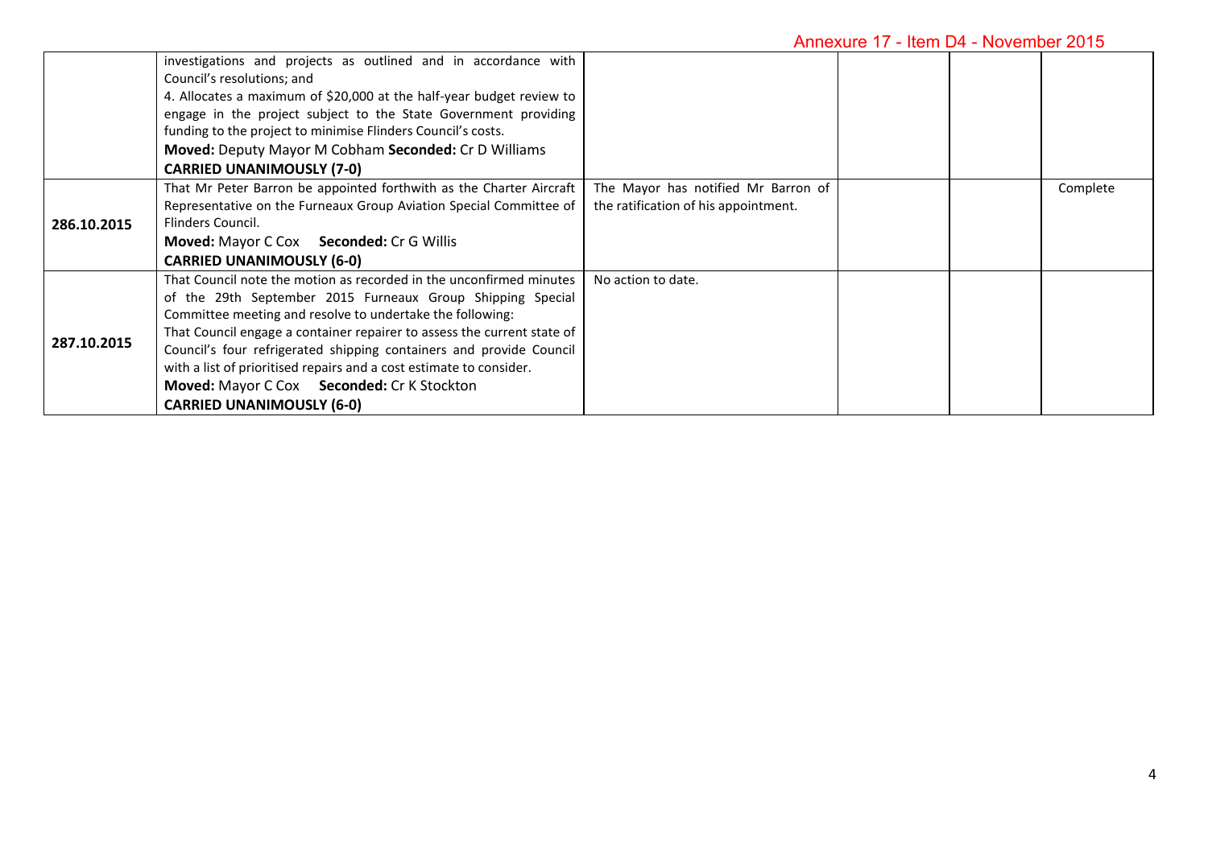| | | | | | |
|---|---|---|---|---|---|
| | investigations and projects as outlined and in accordance with Council's resolutions; and<br>4. Allocates a maximum of $20,000 at the half-year budget review to engage in the project subject to the State Government providing funding to the project to minimise Flinders Council's costs.<br>**Moved:** Deputy Mayor M Cobham **Seconded:** Cr D Williams<br>**CARRIED UNANIMOUSLY (7-0)** | | | | |
| **286.10.2015** | That Mr Peter Barron be appointed forthwith as the Charter Aircraft Representative on the Furneaux Group Aviation Special Committee of Flinders Council.<br>**Moved:** Mayor C Cox **Seconded:** Cr G Willis<br>**CARRIED UNANIMOUSLY (6-0)** | The Mayor has notified Mr Barron of the ratification of his appointment. | | | Complete |
| **287.10.2015** | That Council note the motion as recorded in the unconfirmed minutes of the 29th September 2015 Furneaux Group Shipping Special Committee meeting and resolve to undertake the following:<br>That Council engage a container repairer to assess the current state of Council's four refrigerated shipping containers and provide Council with a list of prioritised repairs and a cost estimate to consider.<br>**Moved:** Mayor C Cox **Seconded:** Cr K Stockton<br>**CARRIED UNANIMOUSLY (6-0)** | No action to date. | | | |